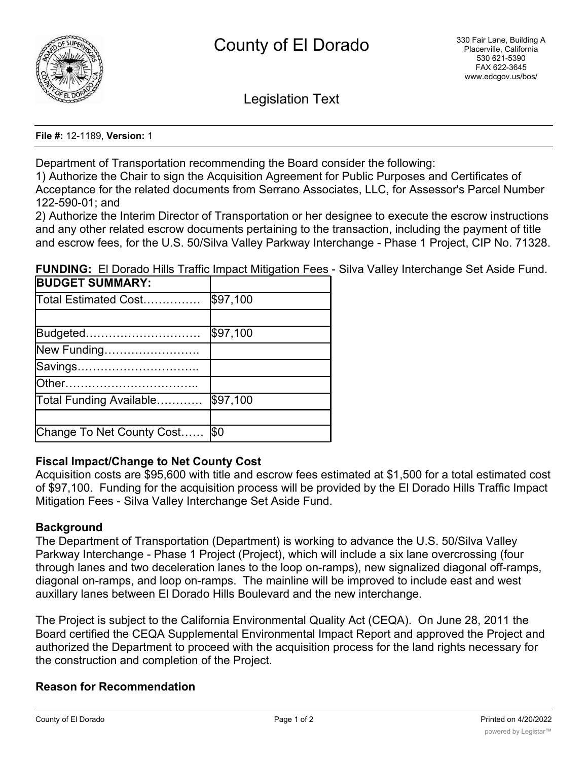# County of El Dorado

330 Fair Lane, Building A
Placerville, California
530 621-5390
FAX 622-3645
www.edcgov.us/bos/

## Legislation Text

**File #:** 12-1189, **Version:** 1

Department of Transportation recommending the Board consider the following:
1) Authorize the Chair to sign the Acquisition Agreement for Public Purposes and Certificates of Acceptance for the related documents from Serrano Associates, LLC, for Assessor's Parcel Number 122-590-01; and
2) Authorize the Interim Director of Transportation or her designee to execute the escrow instructions and any other related escrow documents pertaining to the transaction, including the payment of title and escrow fees, for the U.S. 50/Silva Valley Parkway Interchange - Phase 1 Project, CIP No. 71328.

**FUNDING:** El Dorado Hills Traffic Impact Mitigation Fees - Silva Valley Interchange Set Aside Fund.

| **BUDGET SUMMARY:** | |
|---|---|
| Total Estimated Cost…………… | $97,100 |
| | |
| Budgeted………………………… | $97,100 |
| New Funding……………………. | |
| Savings………………………….. | |
| Other…………………………….. | |
| Total Funding Available………… | $97,100 |
| | |
| Change To Net County Cost…… | $0 |

### Fiscal Impact/Change to Net County Cost

Acquisition costs are $95,600 with title and escrow fees estimated at $1,500 for a total estimated cost of $97,100. Funding for the acquisition process will be provided by the El Dorado Hills Traffic Impact Mitigation Fees - Silva Valley Interchange Set Aside Fund.

### Background

The Department of Transportation (Department) is working to advance the U.S. 50/Silva Valley Parkway Interchange - Phase 1 Project (Project), which will include a six lane overcrossing (four through lanes and two deceleration lanes to the loop on-ramps), new signalized diagonal off-ramps, diagonal on-ramps, and loop on-ramps. The mainline will be improved to include east and west auxillary lanes between El Dorado Hills Boulevard and the new interchange.

The Project is subject to the California Environmental Quality Act (CEQA). On June 28, 2011 the Board certified the CEQA Supplemental Environmental Impact Report and approved the Project and authorized the Department to proceed with the acquisition process for the land rights necessary for the construction and completion of the Project.

### Reason for Recommendation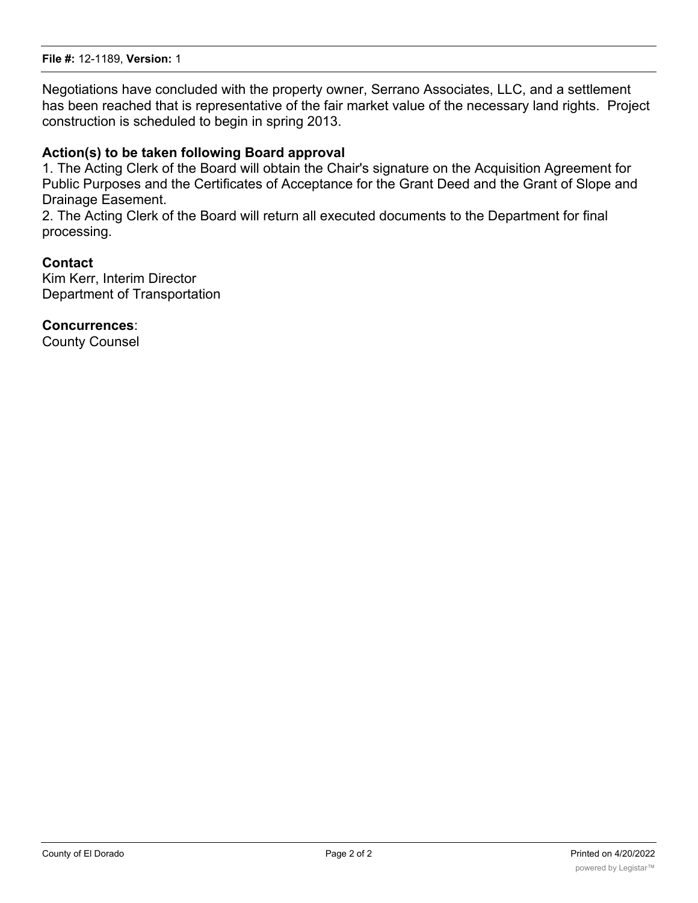Negotiations have concluded with the property owner, Serrano Associates, LLC, and a settlement has been reached that is representative of the fair market value of the necessary land rights. Project construction is scheduled to begin in spring 2013.

**Action(s) to be taken following Board approval**

1. The Acting Clerk of the Board will obtain the Chair's signature on the Acquisition Agreement for Public Purposes and the Certificates of Acceptance for the Grant Deed and the Grant of Slope and Drainage Easement.
2. The Acting Clerk of the Board will return all executed documents to the Department for final processing.

**Contact**

Kim Kerr, Interim Director
Department of Transportation

**Concurrences**:

County Counsel